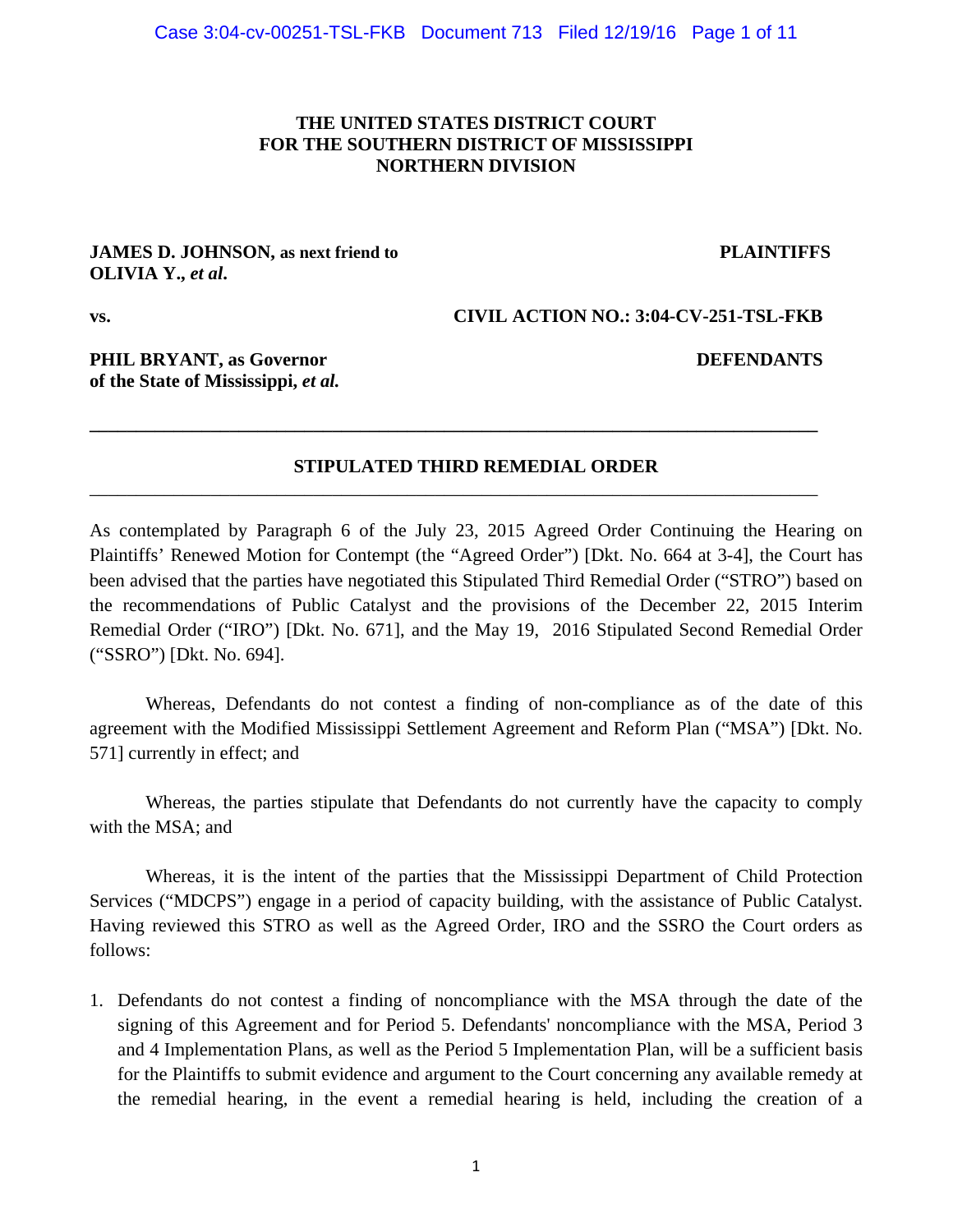**THE UNITED STATES DISTRICT COURT**
**FOR THE SOUTHERN DISTRICT OF MISSISSIPPI**
**NORTHERN DIVISION**

**JAMES D. JOHNSON, as next friend to OLIVIA Y., *et al*.** — **PLAINTIFFS**

**vs.** — **CIVIL ACTION NO.: 3:04-CV-251-TSL-FKB**

**PHIL BRYANT, as Governor of the State of Mississippi, *et al.*** — **DEFENDANTS**

---

## STIPULATED THIRD REMEDIAL ORDER

---

As contemplated by Paragraph 6 of the July 23, 2015 Agreed Order Continuing the Hearing on Plaintiffs' Renewed Motion for Contempt (the "Agreed Order") [Dkt. No. 664 at 3-4], the Court has been advised that the parties have negotiated this Stipulated Third Remedial Order ("STRO") based on the recommendations of Public Catalyst and the provisions of the December 22, 2015 Interim Remedial Order ("IRO") [Dkt. No. 671], and the May 19, 2016 Stipulated Second Remedial Order ("SSRO") [Dkt. No. 694].

Whereas, Defendants do not contest a finding of non-compliance as of the date of this agreement with the Modified Mississippi Settlement Agreement and Reform Plan ("MSA") [Dkt. No. 571] currently in effect; and

Whereas, the parties stipulate that Defendants do not currently have the capacity to comply with the MSA; and

Whereas, it is the intent of the parties that the Mississippi Department of Child Protection Services ("MDCPS") engage in a period of capacity building, with the assistance of Public Catalyst. Having reviewed this STRO as well as the Agreed Order, IRO and the SSRO the Court orders as follows:

1. Defendants do not contest a finding of noncompliance with the MSA through the date of the signing of this Agreement and for Period 5. Defendants' noncompliance with the MSA, Period 3 and 4 Implementation Plans, as well as the Period 5 Implementation Plan, will be a sufficient basis for the Plaintiffs to submit evidence and argument to the Court concerning any available remedy at the remedial hearing, in the event a remedial hearing is held, including the creation of a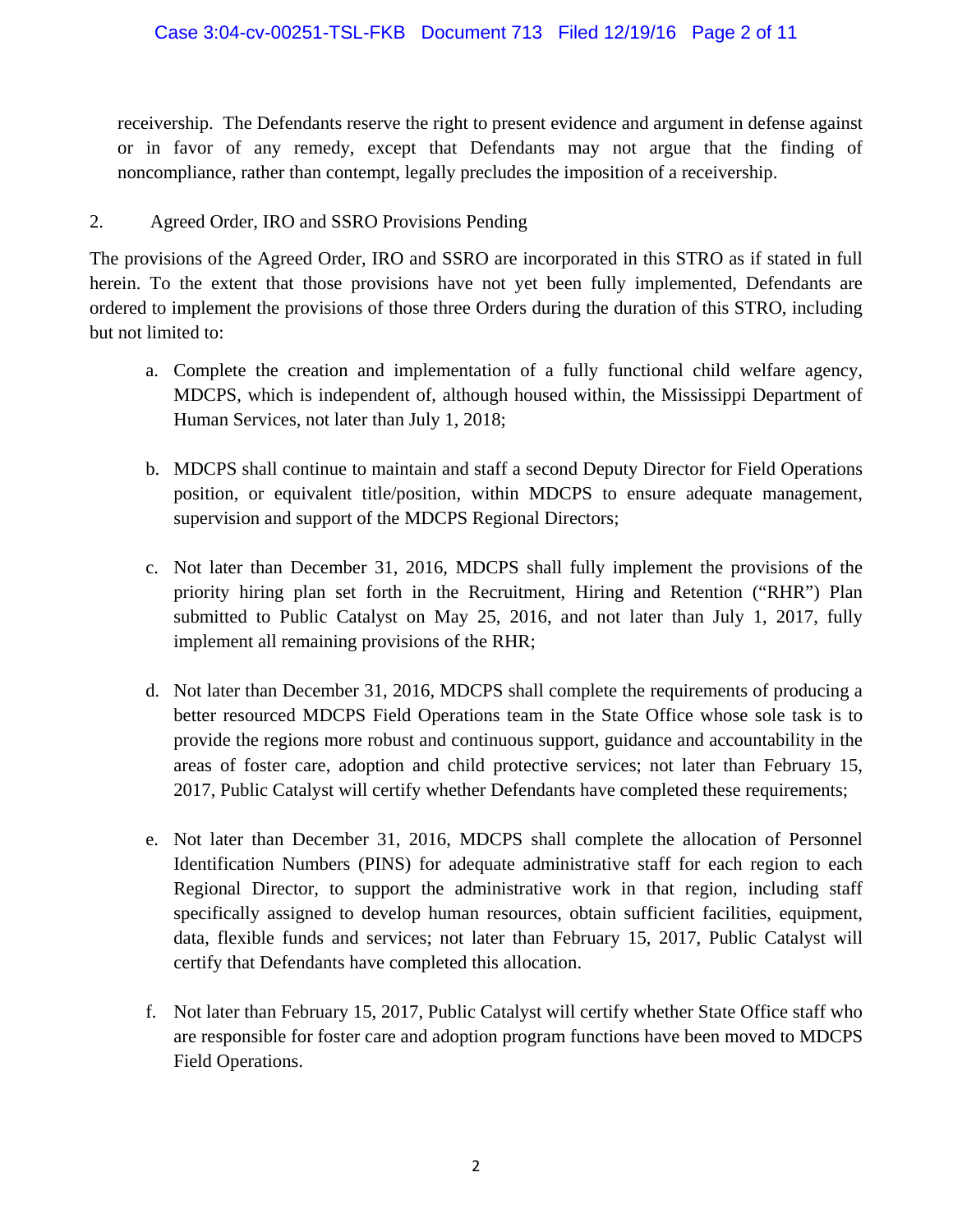receivership. The Defendants reserve the right to present evidence and argument in defense against or in favor of any remedy, except that Defendants may not argue that the finding of noncompliance, rather than contempt, legally precludes the imposition of a receivership.

2. Agreed Order, IRO and SSRO Provisions Pending

The provisions of the Agreed Order, IRO and SSRO are incorporated in this STRO as if stated in full herein. To the extent that those provisions have not yet been fully implemented, Defendants are ordered to implement the provisions of those three Orders during the duration of this STRO, including but not limited to:

a. Complete the creation and implementation of a fully functional child welfare agency, MDCPS, which is independent of, although housed within, the Mississippi Department of Human Services, not later than July 1, 2018;

b. MDCPS shall continue to maintain and staff a second Deputy Director for Field Operations position, or equivalent title/position, within MDCPS to ensure adequate management, supervision and support of the MDCPS Regional Directors;

c. Not later than December 31, 2016, MDCPS shall fully implement the provisions of the priority hiring plan set forth in the Recruitment, Hiring and Retention ("RHR") Plan submitted to Public Catalyst on May 25, 2016, and not later than July 1, 2017, fully implement all remaining provisions of the RHR;

d. Not later than December 31, 2016, MDCPS shall complete the requirements of producing a better resourced MDCPS Field Operations team in the State Office whose sole task is to provide the regions more robust and continuous support, guidance and accountability in the areas of foster care, adoption and child protective services; not later than February 15, 2017, Public Catalyst will certify whether Defendants have completed these requirements;

e. Not later than December 31, 2016, MDCPS shall complete the allocation of Personnel Identification Numbers (PINS) for adequate administrative staff for each region to each Regional Director, to support the administrative work in that region, including staff specifically assigned to develop human resources, obtain sufficient facilities, equipment, data, flexible funds and services; not later than February 15, 2017, Public Catalyst will certify that Defendants have completed this allocation.

f. Not later than February 15, 2017, Public Catalyst will certify whether State Office staff who are responsible for foster care and adoption program functions have been moved to MDCPS Field Operations.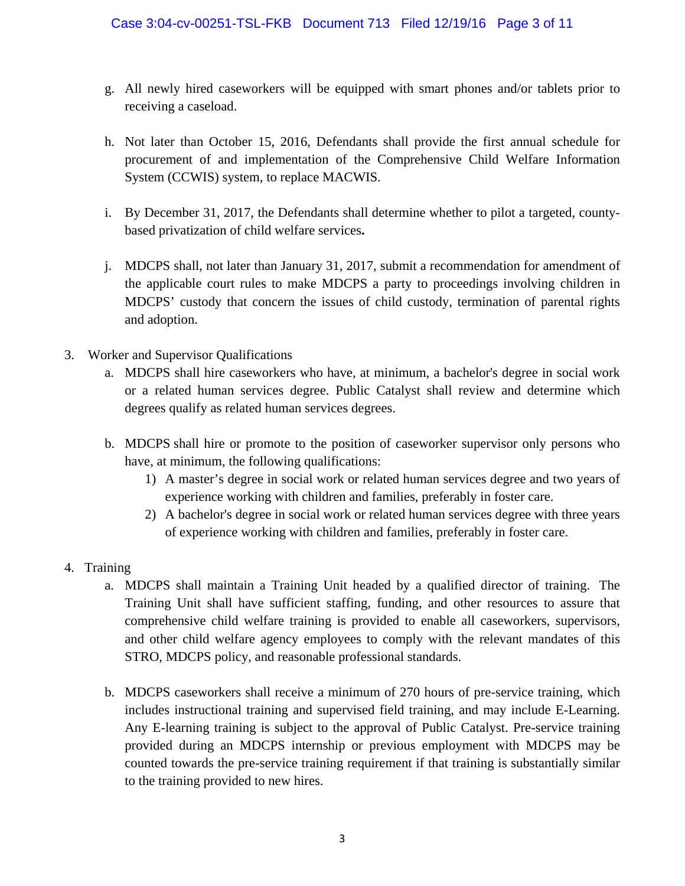g. All newly hired caseworkers will be equipped with smart phones and/or tablets prior to receiving a caseload.

h. Not later than October 15, 2016, Defendants shall provide the first annual schedule for procurement of and implementation of the Comprehensive Child Welfare Information System (CCWIS) system, to replace MACWIS.

i. By December 31, 2017, the Defendants shall determine whether to pilot a targeted, county-based privatization of child welfare services.

j. MDCPS shall, not later than January 31, 2017, submit a recommendation for amendment of the applicable court rules to make MDCPS a party to proceedings involving children in MDCPS' custody that concern the issues of child custody, termination of parental rights and adoption.

3. Worker and Supervisor Qualifications
   a. MDCPS shall hire caseworkers who have, at minimum, a bachelor's degree in social work or a related human services degree. Public Catalyst shall review and determine which degrees qualify as related human services degrees.

   b. MDCPS shall hire or promote to the position of caseworker supervisor only persons who have, at minimum, the following qualifications:
      1) A master's degree in social work or related human services degree and two years of experience working with children and families, preferably in foster care.
      2) A bachelor's degree in social work or related human services degree with three years of experience working with children and families, preferably in foster care.

4. Training
   a. MDCPS shall maintain a Training Unit headed by a qualified director of training. The Training Unit shall have sufficient staffing, funding, and other resources to assure that comprehensive child welfare training is provided to enable all caseworkers, supervisors, and other child welfare agency employees to comply with the relevant mandates of this STRO, MDCPS policy, and reasonable professional standards.

   b. MDCPS caseworkers shall receive a minimum of 270 hours of pre-service training, which includes instructional training and supervised field training, and may include E-Learning. Any E-learning training is subject to the approval of Public Catalyst. Pre-service training provided during an MDCPS internship or previous employment with MDCPS may be counted towards the pre-service training requirement if that training is substantially similar to the training provided to new hires.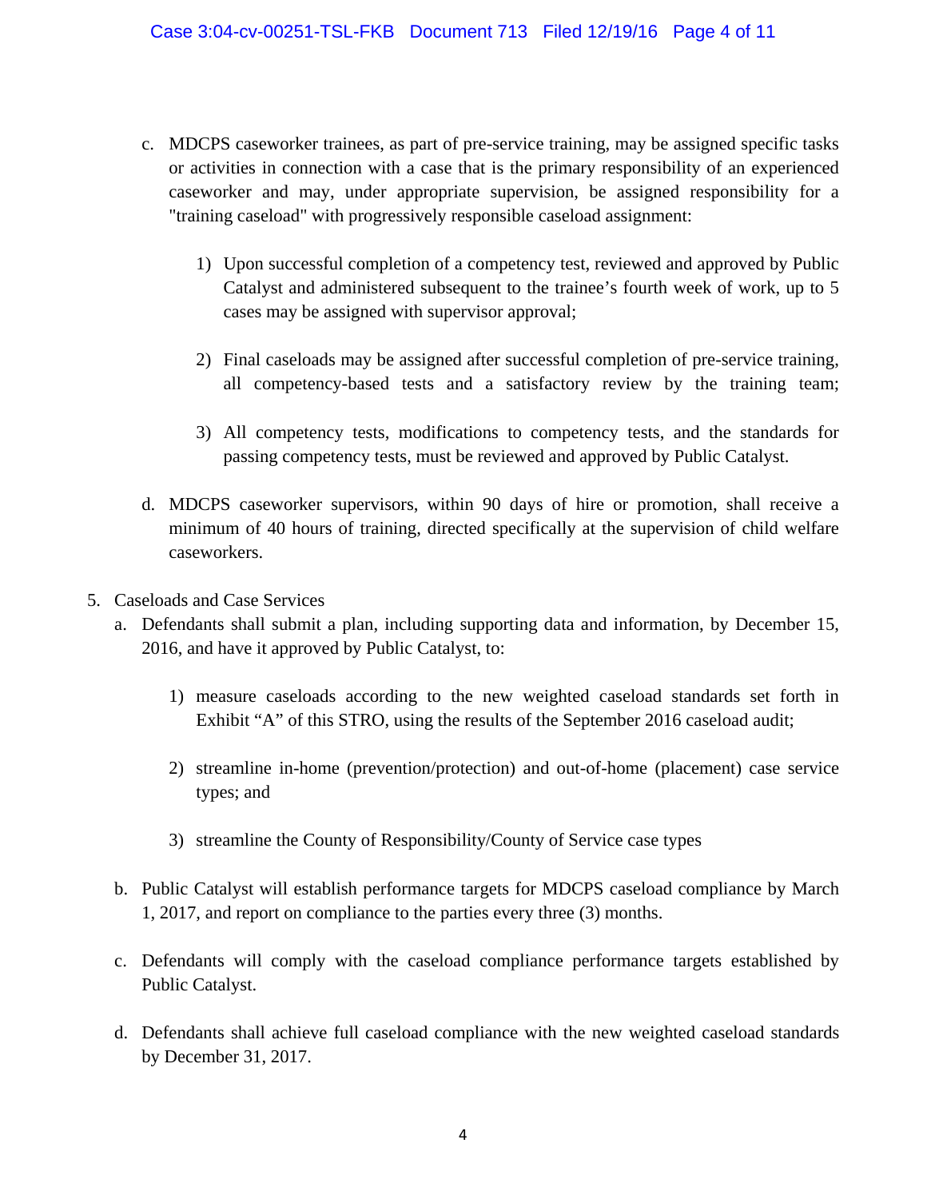c. MDCPS caseworker trainees, as part of pre-service training, may be assigned specific tasks or activities in connection with a case that is the primary responsibility of an experienced caseworker and may, under appropriate supervision, be assigned responsibility for a "training caseload" with progressively responsible caseload assignment:

   1) Upon successful completion of a competency test, reviewed and approved by Public Catalyst and administered subsequent to the trainee's fourth week of work, up to 5 cases may be assigned with supervisor approval;

   2) Final caseloads may be assigned after successful completion of pre-service training, all competency-based tests and a satisfactory review by the training team;

   3) All competency tests, modifications to competency tests, and the standards for passing competency tests, must be reviewed and approved by Public Catalyst.

d. MDCPS caseworker supervisors, within 90 days of hire or promotion, shall receive a minimum of 40 hours of training, directed specifically at the supervision of child welfare caseworkers.

5. Caseloads and Case Services

   a. Defendants shall submit a plan, including supporting data and information, by December 15, 2016, and have it approved by Public Catalyst, to:

      1) measure caseloads according to the new weighted caseload standards set forth in Exhibit "A" of this STRO, using the results of the September 2016 caseload audit;

      2) streamline in-home (prevention/protection) and out-of-home (placement) case service types; and

      3) streamline the County of Responsibility/County of Service case types

   b. Public Catalyst will establish performance targets for MDCPS caseload compliance by March 1, 2017, and report on compliance to the parties every three (3) months.

   c. Defendants will comply with the caseload compliance performance targets established by Public Catalyst.

   d. Defendants shall achieve full caseload compliance with the new weighted caseload standards by December 31, 2017.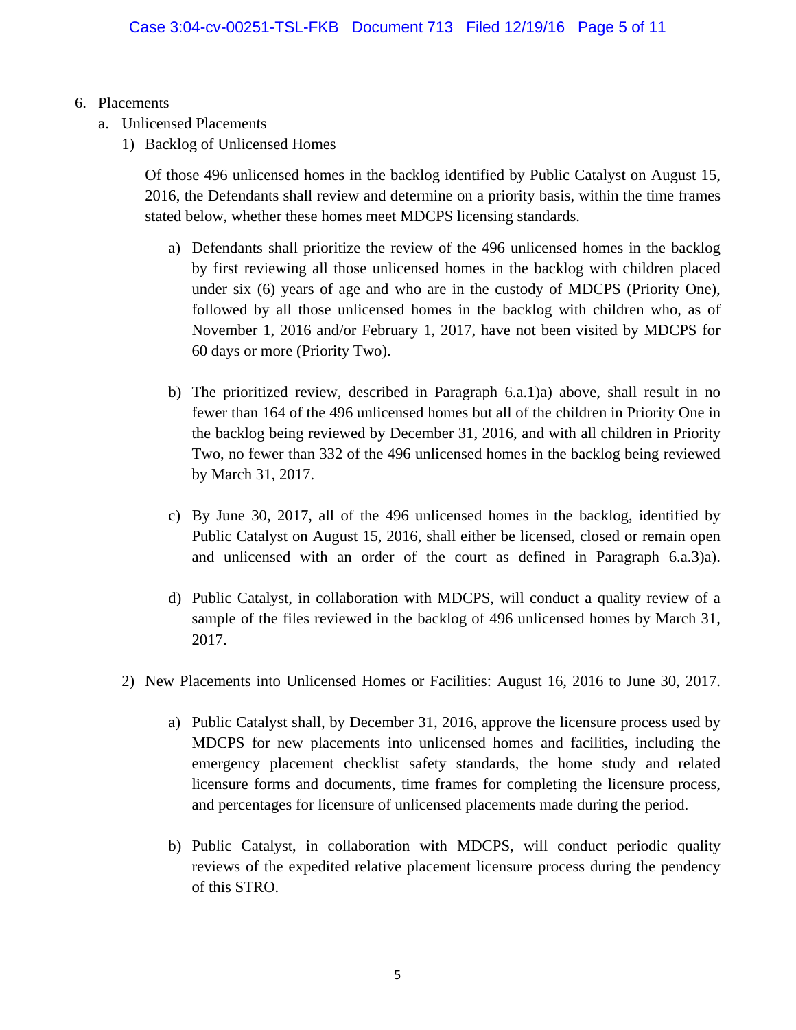6. Placements
   a. Unlicensed Placements
      1) Backlog of Unlicensed Homes

         Of those 496 unlicensed homes in the backlog identified by Public Catalyst on August 15, 2016, the Defendants shall review and determine on a priority basis, within the time frames stated below, whether these homes meet MDCPS licensing standards.

         a) Defendants shall prioritize the review of the 496 unlicensed homes in the backlog by first reviewing all those unlicensed homes in the backlog with children placed under six (6) years of age and who are in the custody of MDCPS (Priority One), followed by all those unlicensed homes in the backlog with children who, as of November 1, 2016 and/or February 1, 2017, have not been visited by MDCPS for 60 days or more (Priority Two).

         b) The prioritized review, described in Paragraph 6.a.1)a) above, shall result in no fewer than 164 of the 496 unlicensed homes but all of the children in Priority One in the backlog being reviewed by December 31, 2016, and with all children in Priority Two, no fewer than 332 of the 496 unlicensed homes in the backlog being reviewed by March 31, 2017.

         c) By June 30, 2017, all of the 496 unlicensed homes in the backlog, identified by Public Catalyst on August 15, 2016, shall either be licensed, closed or remain open and unlicensed with an order of the court as defined in Paragraph 6.a.3)a).

         d) Public Catalyst, in collaboration with MDCPS, will conduct a quality review of a sample of the files reviewed in the backlog of 496 unlicensed homes by March 31, 2017.

      2) New Placements into Unlicensed Homes or Facilities: August 16, 2016 to June 30, 2017.

         a) Public Catalyst shall, by December 31, 2016, approve the licensure process used by MDCPS for new placements into unlicensed homes and facilities, including the emergency placement checklist safety standards, the home study and related licensure forms and documents, time frames for completing the licensure process, and percentages for licensure of unlicensed placements made during the period.

         b) Public Catalyst, in collaboration with MDCPS, will conduct periodic quality reviews of the expedited relative placement licensure process during the pendency of this STRO.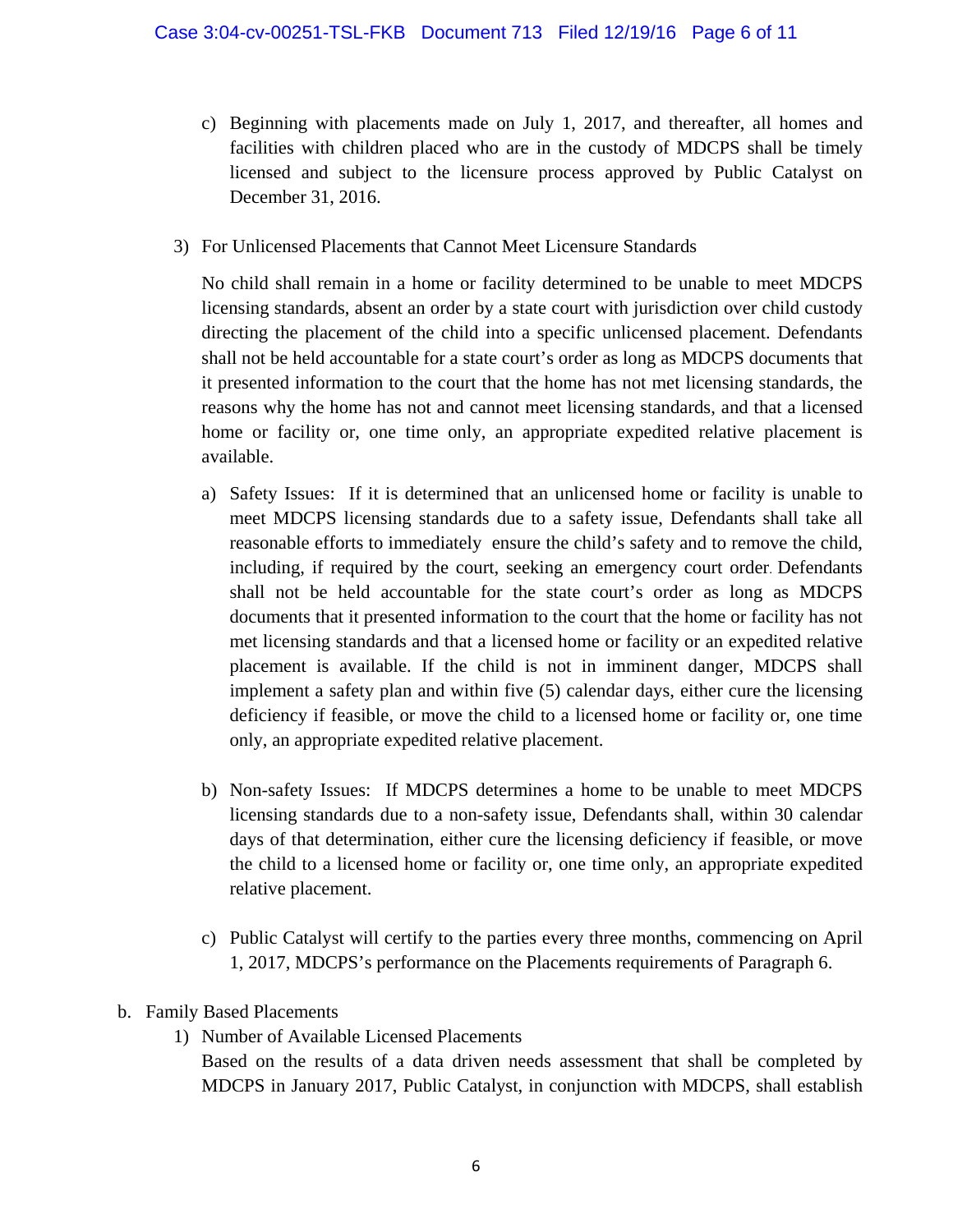c) Beginning with placements made on July 1, 2017, and thereafter, all homes and facilities with children placed who are in the custody of MDCPS shall be timely licensed and subject to the licensure process approved by Public Catalyst on December 31, 2016.

3) For Unlicensed Placements that Cannot Meet Licensure Standards

No child shall remain in a home or facility determined to be unable to meet MDCPS licensing standards, absent an order by a state court with jurisdiction over child custody directing the placement of the child into a specific unlicensed placement. Defendants shall not be held accountable for a state court's order as long as MDCPS documents that it presented information to the court that the home has not met licensing standards, the reasons why the home has not and cannot meet licensing standards, and that a licensed home or facility or, one time only, an appropriate expedited relative placement is available.

a) Safety Issues: If it is determined that an unlicensed home or facility is unable to meet MDCPS licensing standards due to a safety issue, Defendants shall take all reasonable efforts to immediately ensure the child's safety and to remove the child, including, if required by the court, seeking an emergency court order. Defendants shall not be held accountable for the state court's order as long as MDCPS documents that it presented information to the court that the home or facility has not met licensing standards and that a licensed home or facility or an expedited relative placement is available. If the child is not in imminent danger, MDCPS shall implement a safety plan and within five (5) calendar days, either cure the licensing deficiency if feasible, or move the child to a licensed home or facility or, one time only, an appropriate expedited relative placement.

b) Non-safety Issues: If MDCPS determines a home to be unable to meet MDCPS licensing standards due to a non-safety issue, Defendants shall, within 30 calendar days of that determination, either cure the licensing deficiency if feasible, or move the child to a licensed home or facility or, one time only, an appropriate expedited relative placement.

c) Public Catalyst will certify to the parties every three months, commencing on April 1, 2017, MDCPS's performance on the Placements requirements of Paragraph 6.

b. Family Based Placements

1) Number of Available Licensed Placements

Based on the results of a data driven needs assessment that shall be completed by MDCPS in January 2017, Public Catalyst, in conjunction with MDCPS, shall establish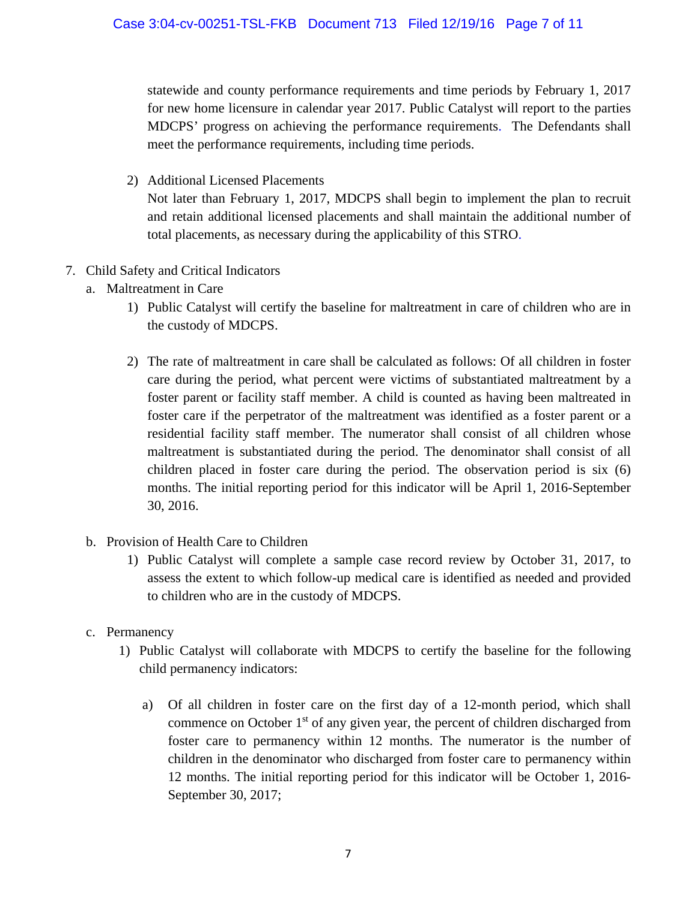statewide and county performance requirements and time periods by February 1, 2017 for new home licensure in calendar year 2017. Public Catalyst will report to the parties MDCPS' progress on achieving the performance requirements. The Defendants shall meet the performance requirements, including time periods.

2) Additional Licensed Placements
   Not later than February 1, 2017, MDCPS shall begin to implement the plan to recruit and retain additional licensed placements and shall maintain the additional number of total placements, as necessary during the applicability of this STRO.

7. Child Safety and Critical Indicators
   a. Maltreatment in Care
      1) Public Catalyst will certify the baseline for maltreatment in care of children who are in the custody of MDCPS.

      2) The rate of maltreatment in care shall be calculated as follows: Of all children in foster care during the period, what percent were victims of substantiated maltreatment by a foster parent or facility staff member. A child is counted as having been maltreated in foster care if the perpetrator of the maltreatment was identified as a foster parent or a residential facility staff member. The numerator shall consist of all children whose maltreatment is substantiated during the period. The denominator shall consist of all children placed in foster care during the period. The observation period is six (6) months. The initial reporting period for this indicator will be April 1, 2016-September 30, 2016.

   b. Provision of Health Care to Children
      1) Public Catalyst will complete a sample case record review by October 31, 2017, to assess the extent to which follow-up medical care is identified as needed and provided to children who are in the custody of MDCPS.

   c. Permanency
      1) Public Catalyst will collaborate with MDCPS to certify the baseline for the following child permanency indicators:

         a) Of all children in foster care on the first day of a 12-month period, which shall commence on October 1st of any given year, the percent of children discharged from foster care to permanency within 12 months. The numerator is the number of children in the denominator who discharged from foster care to permanency within 12 months. The initial reporting period for this indicator will be October 1, 2016-September 30, 2017;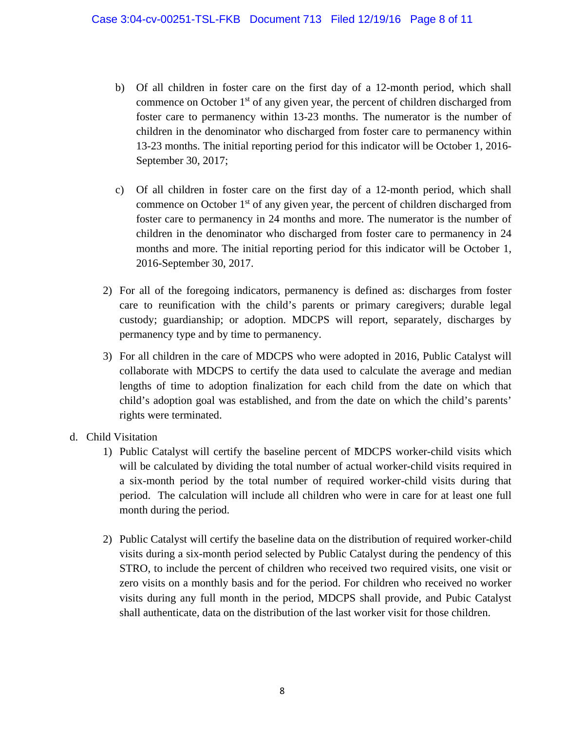b) Of all children in foster care on the first day of a 12-month period, which shall commence on October 1st of any given year, the percent of children discharged from foster care to permanency within 13-23 months. The numerator is the number of children in the denominator who discharged from foster care to permanency within 13-23 months. The initial reporting period for this indicator will be October 1, 2016-September 30, 2017;

c) Of all children in foster care on the first day of a 12-month period, which shall commence on October 1st of any given year, the percent of children discharged from foster care to permanency in 24 months and more. The numerator is the number of children in the denominator who discharged from foster care to permanency in 24 months and more. The initial reporting period for this indicator will be October 1, 2016-September 30, 2017.

2) For all of the foregoing indicators, permanency is defined as: discharges from foster care to reunification with the child's parents or primary caregivers; durable legal custody; guardianship; or adoption. MDCPS will report, separately, discharges by permanency type and by time to permanency.

3) For all children in the care of MDCPS who were adopted in 2016, Public Catalyst will collaborate with MDCPS to certify the data used to calculate the average and median lengths of time to adoption finalization for each child from the date on which that child's adoption goal was established, and from the date on which the child's parents' rights were terminated.

d. Child Visitation

1) Public Catalyst will certify the baseline percent of MDCPS worker-child visits which will be calculated by dividing the total number of actual worker-child visits required in a six-month period by the total number of required worker-child visits during that period. The calculation will include all children who were in care for at least one full month during the period.

2) Public Catalyst will certify the baseline data on the distribution of required worker-child visits during a six-month period selected by Public Catalyst during the pendency of this STRO, to include the percent of children who received two required visits, one visit or zero visits on a monthly basis and for the period. For children who received no worker visits during any full month in the period, MDCPS shall provide, and Pubic Catalyst shall authenticate, data on the distribution of the last worker visit for those children.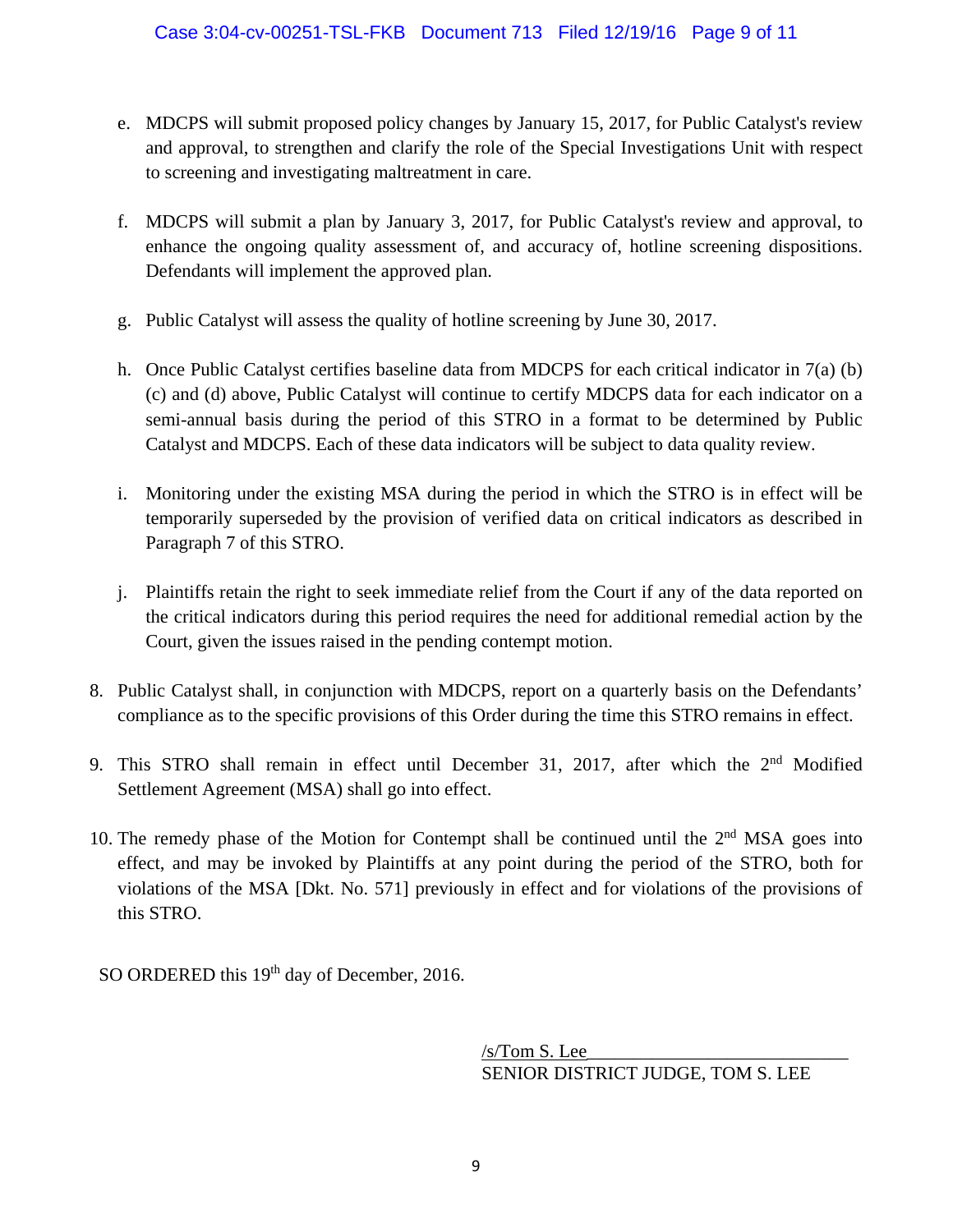e. MDCPS will submit proposed policy changes by January 15, 2017, for Public Catalyst's review and approval, to strengthen and clarify the role of the Special Investigations Unit with respect to screening and investigating maltreatment in care.

f. MDCPS will submit a plan by January 3, 2017, for Public Catalyst's review and approval, to enhance the ongoing quality assessment of, and accuracy of, hotline screening dispositions. Defendants will implement the approved plan.

g. Public Catalyst will assess the quality of hotline screening by June 30, 2017.

h. Once Public Catalyst certifies baseline data from MDCPS for each critical indicator in 7(a) (b) (c) and (d) above, Public Catalyst will continue to certify MDCPS data for each indicator on a semi-annual basis during the period of this STRO in a format to be determined by Public Catalyst and MDCPS. Each of these data indicators will be subject to data quality review.

i. Monitoring under the existing MSA during the period in which the STRO is in effect will be temporarily superseded by the provision of verified data on critical indicators as described in Paragraph 7 of this STRO.

j. Plaintiffs retain the right to seek immediate relief from the Court if any of the data reported on the critical indicators during this period requires the need for additional remedial action by the Court, given the issues raised in the pending contempt motion.

8. Public Catalyst shall, in conjunction with MDCPS, report on a quarterly basis on the Defendants' compliance as to the specific provisions of this Order during the time this STRO remains in effect.

9. This STRO shall remain in effect until December 31, 2017, after which the 2nd Modified Settlement Agreement (MSA) shall go into effect.

10. The remedy phase of the Motion for Contempt shall be continued until the 2nd MSA goes into effect, and may be invoked by Plaintiffs at any point during the period of the STRO, both for violations of the MSA [Dkt. No. 571] previously in effect and for violations of the provisions of this STRO.

SO ORDERED this 19th day of December, 2016.

/s/Tom S. Lee
SENIOR DISTRICT JUDGE, TOM S. LEE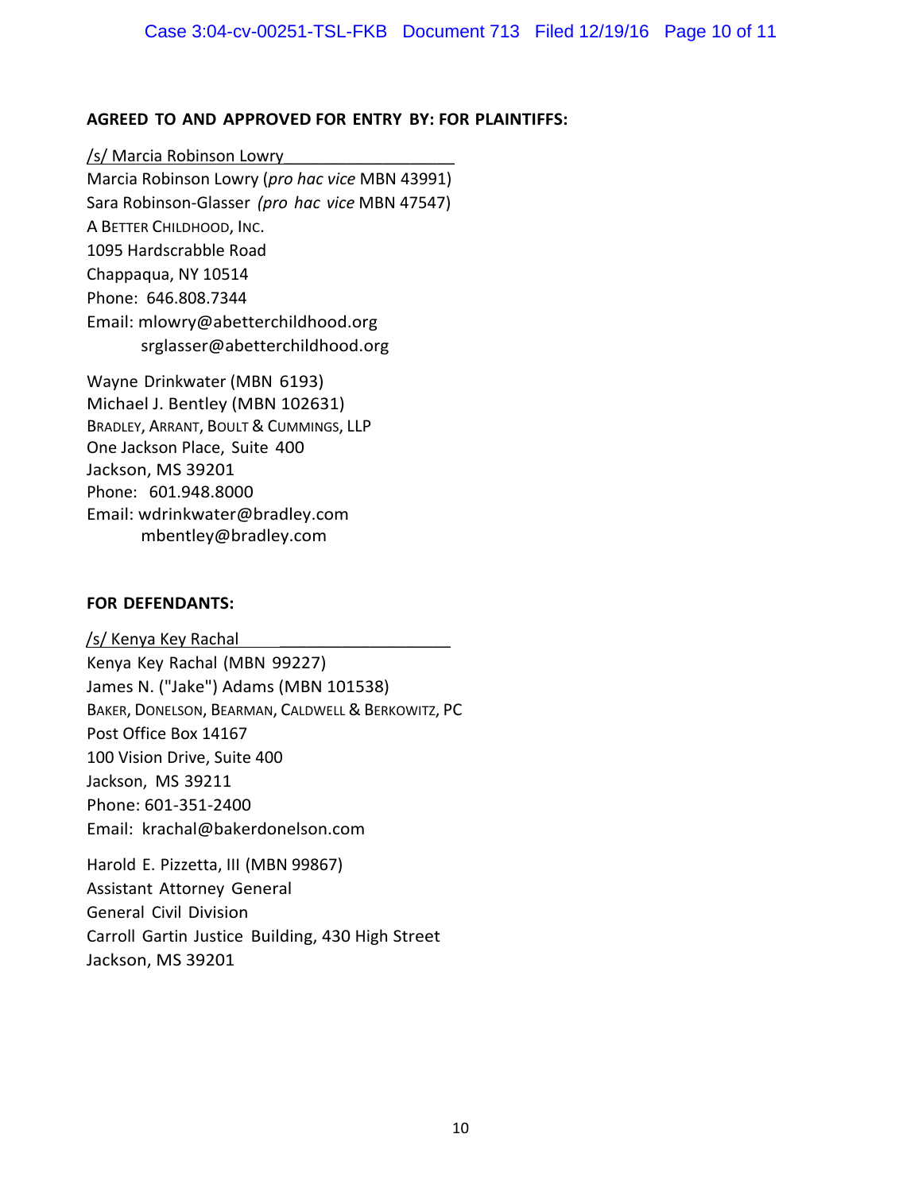**AGREED TO AND APPROVED FOR ENTRY BY: FOR PLAINTIFFS:**

/s/ Marcia Robinson Lowry
Marcia Robinson Lowry (*pro hac vice* MBN 43991)
Sara Robinson-Glasser (*pro hac vice* MBN 47547)
A BETTER CHILDHOOD, INC.
1095 Hardscrabble Road
Chappaqua, NY 10514
Phone: 646.808.7344
Email: mlowry@abetterchildhood.org
srglasser@abetterchildhood.org

Wayne Drinkwater (MBN 6193)
Michael J. Bentley (MBN 102631)
BRADLEY, ARRANT, BOULT & CUMMINGS, LLP
One Jackson Place, Suite 400
Jackson, MS 39201
Phone: 601.948.8000
Email: wdrinkwater@bradley.com
mbentley@bradley.com

**FOR DEFENDANTS:**

/s/ Kenya Key Rachal
Kenya Key Rachal (MBN 99227)
James N. ("Jake") Adams (MBN 101538)
BAKER, DONELSON, BEARMAN, CALDWELL & BERKOWITZ, PC
Post Office Box 14167
100 Vision Drive, Suite 400
Jackson, MS 39211
Phone: 601-351-2400
Email: krachal@bakerdonelson.com

Harold E. Pizzetta, III (MBN 99867)
Assistant Attorney General
General Civil Division
Carroll Gartin Justice Building, 430 High Street
Jackson, MS 39201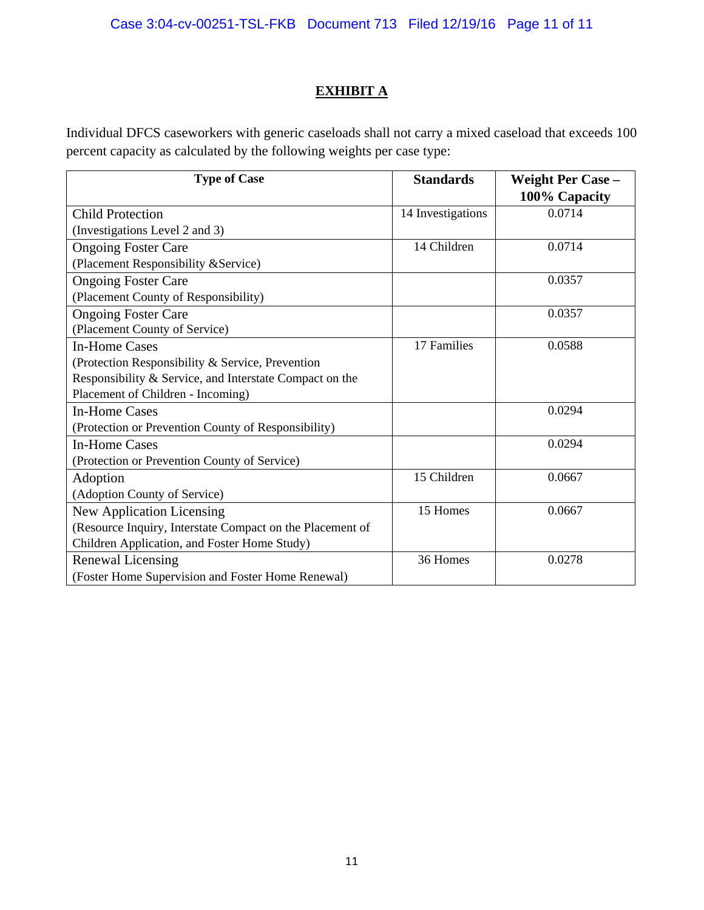# EXHIBIT A

Individual DFCS caseworkers with generic caseloads shall not carry a mixed caseload that exceeds 100 percent capacity as calculated by the following weights per case type:

| Type of Case | Standards | Weight Per Case – 100% Capacity |
|---|---|---|
| Child Protection<br>(Investigations Level 2 and 3) | 14 Investigations | 0.0714 |
| Ongoing Foster Care<br>(Placement Responsibility &Service) | 14 Children | 0.0714 |
| Ongoing Foster Care<br>(Placement County of Responsibility) | | 0.0357 |
| Ongoing Foster Care<br>(Placement County of Service) | | 0.0357 |
| In-Home Cases<br>(Protection Responsibility & Service, Prevention Responsibility & Service, and Interstate Compact on the Placement of Children - Incoming) | 17 Families | 0.0588 |
| In-Home Cases<br>(Protection or Prevention County of Responsibility) | | 0.0294 |
| In-Home Cases<br>(Protection or Prevention County of Service) | | 0.0294 |
| Adoption<br>(Adoption County of Service) | 15 Children | 0.0667 |
| New Application Licensing<br>(Resource Inquiry, Interstate Compact on the Placement of Children Application, and Foster Home Study) | 15 Homes | 0.0667 |
| Renewal Licensing<br>(Foster Home Supervision and Foster Home Renewal) | 36 Homes | 0.0278 |